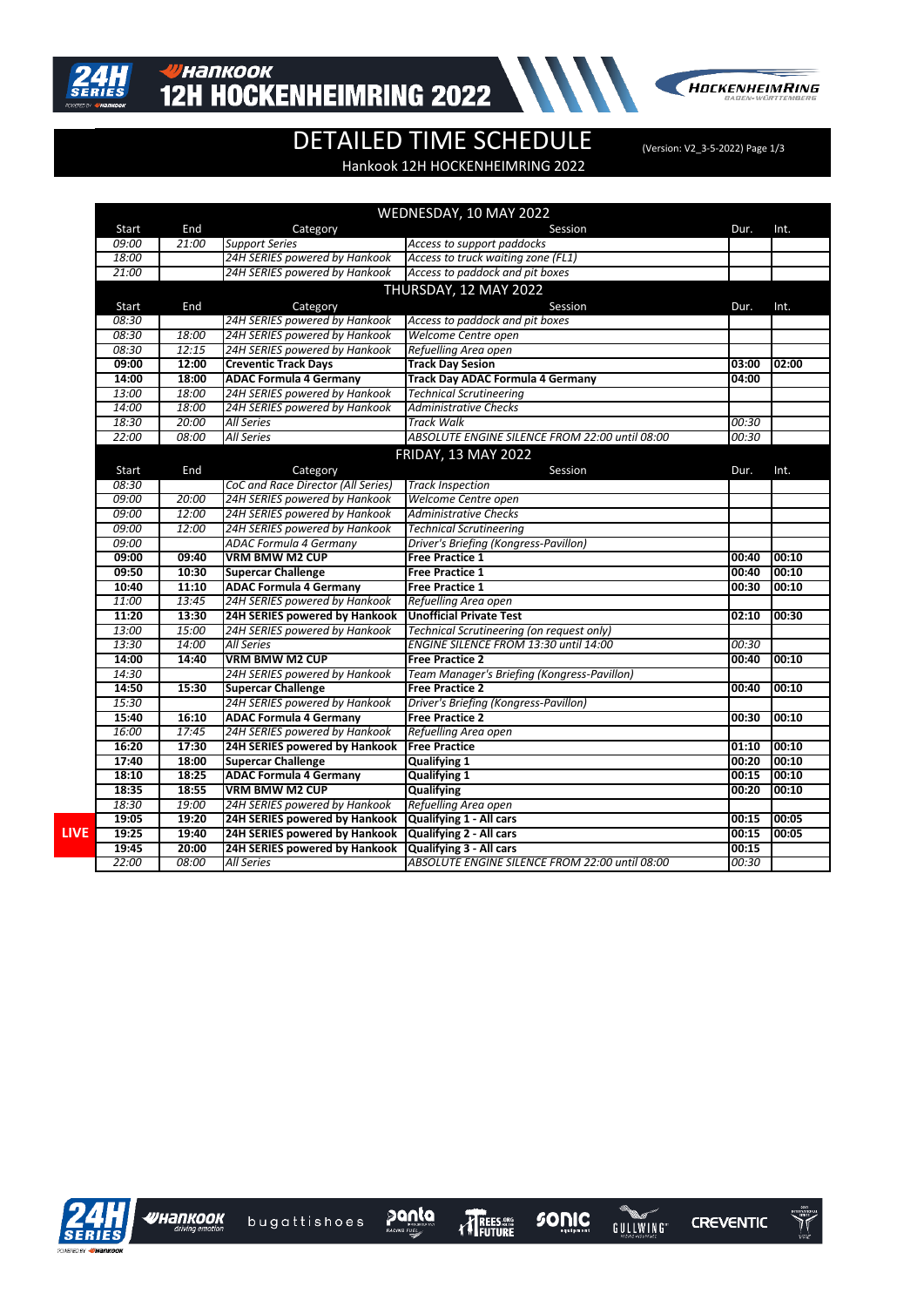# Hankook 12H HOCKENHEIMRING 2022

## DETAILED TIME SCHEDULE

(Version: V2_3-5-2022) Page 1/3

Hankook 12H HOCKENHEIMRING 2022

| Start | End | Category | Session | Dur. | Int. |
|---|---|---|---|---|---|
| **WEDNESDAY, 10 MAY 2022** | | | | | |
| *09:00* | *21:00* | *Support Series* | *Access to support paddocks* | | |
| *18:00* | | *24H SERIES powered by Hankook* | *Access to truck waiting zone (FL1)* | | |
| *21:00* | | *24H SERIES powered by Hankook* | *Access to paddock and pit boxes* | | |
| **THURSDAY, 12 MAY 2022** | | | | | |
| *08:30* | | *24H SERIES powered by Hankook* | *Access to paddock and pit boxes* | | |
| *08:30* | *18:00* | *24H SERIES powered by Hankook* | *Welcome Centre open* | | |
| *08:30* | *12:15* | *24H SERIES powered by Hankook* | *Refuelling Area open* | | |
| **09:00** | **12:00** | **Creventic Track Days** | **Track Day Sesion** | **03:00** | **02:00** |
| **14:00** | **18:00** | **ADAC Formula 4 Germany** | **Track Day ADAC Formula 4 Germany** | **04:00** | |
| *13:00* | *18:00* | *24H SERIES powered by Hankook* | *Technical Scrutineering* | | |
| *14:00* | *18:00* | *24H SERIES powered by Hankook* | *Administrative Checks* | | |
| *18:30* | *20:00* | *All Series* | *Track Walk* | *00:30* | |
| *22:00* | *08:00* | *All Series* | *ABSOLUTE ENGINE SILENCE FROM 22:00 until 08:00* | *00:30* | |
| **FRIDAY, 13 MAY 2022** | | | | | |
| *08:30* | | *CoC and Race Director (All Series)* | *Track Inspection* | | |
| *09:00* | *20:00* | *24H SERIES powered by Hankook* | *Welcome Centre open* | | |
| *09:00* | *12:00* | *24H SERIES powered by Hankook* | *Administrative Checks* | | |
| *09:00* | *12:00* | *24H SERIES powered by Hankook* | *Technical Scrutineering* | | |
| *09:00* | | *ADAC Formula 4 Germany* | *Driver's Briefing (Kongress-Pavillon)* | | |
| **09:00** | **09:40** | **VRM BMW M2 CUP** | **Free Practice 1** | **00:40** | **00:10** |
| **09:50** | **10:30** | **Supercar Challenge** | **Free Practice 1** | **00:40** | **00:10** |
| **10:40** | **11:10** | **ADAC Formula 4 Germany** | **Free Practice 1** | **00:30** | **00:10** |
| *11:00* | *13:45* | *24H SERIES powered by Hankook* | *Refuelling Area open* | | |
| **11:20** | **13:30** | **24H SERIES powered by Hankook** | **Unofficial Private Test** | **02:10** | **00:30** |
| *13:00* | *15:00* | *24H SERIES powered by Hankook* | *Technical Scrutineering (on request only)* | | |
| *13:30* | *14:00* | *All Series* | *ENGINE SILENCE FROM 13:30 until 14:00* | *00:30* | |
| **14:00** | **14:40** | **VRM BMW M2 CUP** | **Free Practice 2** | **00:40** | **00:10** |
| *14:30* | | *24H SERIES powered by Hankook* | *Team Manager's Briefing (Kongress-Pavillon)* | | |
| **14:50** | **15:30** | **Supercar Challenge** | **Free Practice 2** | **00:40** | **00:10** |
| *15:30* | | *24H SERIES powered by Hankook* | *Driver's Briefing (Kongress-Pavillon)* | | |
| **15:40** | **16:10** | **ADAC Formula 4 Germany** | **Free Practice 2** | **00:30** | **00:10** |
| *16:00* | *17:45* | *24H SERIES powered by Hankook* | *Refuelling Area open* | | |
| **16:20** | **17:30** | **24H SERIES powered by Hankook** | **Free Practice** | **01:10** | **00:10** |
| **17:40** | **18:00** | **Supercar Challenge** | **Qualifying 1** | **00:20** | **00:10** |
| **18:10** | **18:25** | **ADAC Formula 4 Germany** | **Qualifying 1** | **00:15** | **00:10** |
| **18:35** | **18:55** | **VRM BMW M2 CUP** | **Qualifying** | **00:20** | **00:10** |
| *18:30* | *19:00* | *24H SERIES powered by Hankook* | *Refuelling Area open* | | |
| **19:05** | **19:20** | **24H SERIES powered by Hankook** | **Qualifying 1 - All cars** | **00:15** | **00:05** |
| **19:25** | **19:40** | **24H SERIES powered by Hankook** | **Qualifying 2 - All cars** | **00:15** | **00:05** |
| **19:45** | **20:00** | **24H SERIES powered by Hankook** | **Qualifying 3 - All cars** | **00:15** | |
| *22:00* | *08:00* | *All Series* | *ABSOLUTE ENGINE SILENCE FROM 22:00 until 08:00* | *00:30* | |

LIVE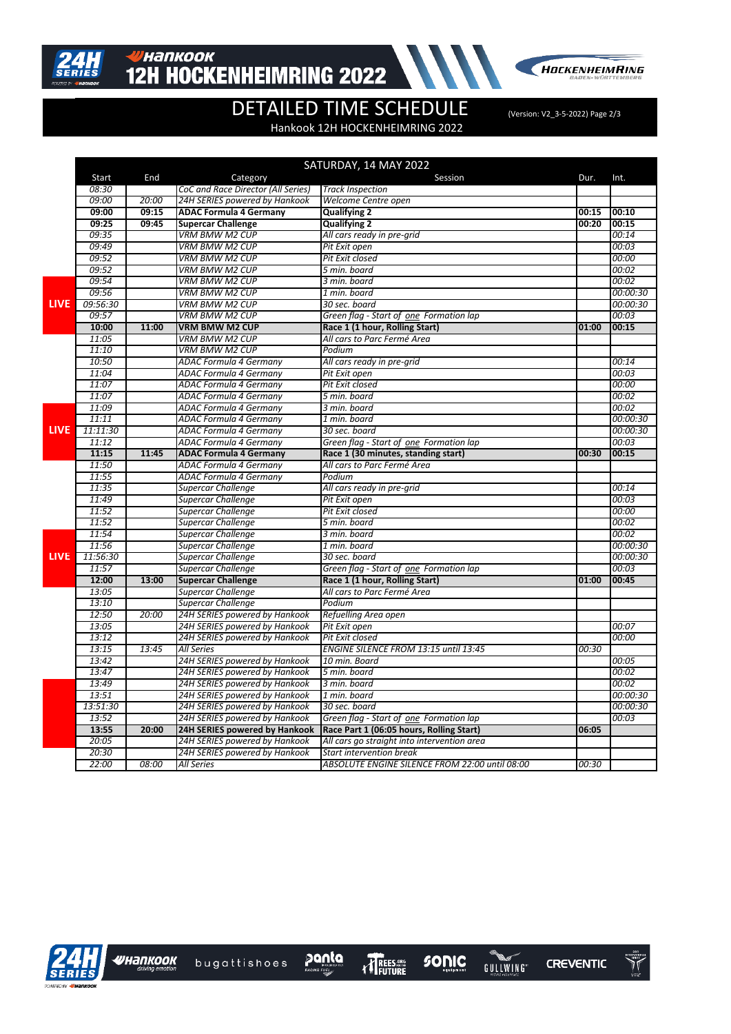# 12H HOCKENHEIMRING 2022

## DETAILED TIME SCHEDULE

(Version: V2_3-5-2022)

Hankook 12H HOCKENHEIMRING 2022

| | SATURDAY, 14 MAY 2022 | | | | | |
|---|---|---|---|---|---|---|
| | Start | End | Category | Session | Dur. | Int. |
| | *08:30* | | *CoC and Race Director (All Series)* | *Track Inspection* | | |
| | *09:00* | *20:00* | *24H SERIES powered by Hankook* | *Welcome Centre open* | | |
| | **09:00** | **09:15** | **ADAC Formula 4 Germany** | **Qualifying 2** | **00:15** | **00:10** |
| | **09:25** | **09:45** | **Supercar Challenge** | **Qualifying 2** | **00:20** | **00:15** |
| | *09:35* | | *VRM BMW M2 CUP* | *All cars ready in pre-grid* | | *00:14* |
| | *09:49* | | *VRM BMW M2 CUP* | *Pit Exit open* | | *00:03* |
| | *09:52* | | *VRM BMW M2 CUP* | *Pit Exit closed* | | *00:00* |
| | *09:52* | | *VRM BMW M2 CUP* | *5 min. board* | | *00:02* |
| | *09:54* | | *VRM BMW M2 CUP* | *3 min. board* | | *00:02* |
| | *09:56* | | *VRM BMW M2 CUP* | *1 min. board* | | *00:00:30* |
| LIVE | *09:56:30* | | *VRM BMW M2 CUP* | *30 sec. board* | | *00:00:30* |
| | *09:57* | | *VRM BMW M2 CUP* | *Green flag - Start of one Formation lap* | | *00:03* |
| | **10:00** | **11:00** | **VRM BMW M2 CUP** | **Race 1 (1 hour, Rolling Start)** | **01:00** | **00:15** |
| | *11:05* | | *VRM BMW M2 CUP* | *All cars to Parc Fermé Area* | | |
| | *11:10* | | *VRM BMW M2 CUP* | *Podium* | | |
| | *10:50* | | *ADAC Formula 4 Germany* | *All cars ready in pre-grid* | | *00:14* |
| | *11:04* | | *ADAC Formula 4 Germany* | *Pit Exit open* | | *00:03* |
| | *11:07* | | *ADAC Formula 4 Germany* | *Pit Exit closed* | | *00:00* |
| | *11:07* | | *ADAC Formula 4 Germany* | *5 min. board* | | *00:02* |
| | *11:09* | | *ADAC Formula 4 Germany* | *3 min. board* | | *00:02* |
| | *11:11* | | *ADAC Formula 4 Germany* | *1 min. board* | | *00:00:30* |
| LIVE | *11:11:30* | | *ADAC Formula 4 Germany* | *30 sec. board* | | *00:00:30* |
| | *11:12* | | *ADAC Formula 4 Germany* | *Green flag - Start of one Formation lap* | | *00:03* |
| | **11:15** | **11:45** | **ADAC Formula 4 Germany** | **Race 1 (30 minutes, standing start)** | **00:30** | **00:15** |
| | *11:50* | | *ADAC Formula 4 Germany* | *All cars to Parc Fermé Area* | | |
| | *11:55* | | *ADAC Formula 4 Germany* | *Podium* | | |
| | *11:35* | | *Supercar Challenge* | *All cars ready in pre-grid* | | *00:14* |
| | *11:49* | | *Supercar Challenge* | *Pit Exit open* | | *00:03* |
| | *11:52* | | *Supercar Challenge* | *Pit Exit closed* | | *00:00* |
| | *11:52* | | *Supercar Challenge* | *5 min. board* | | *00:02* |
| | *11:54* | | *Supercar Challenge* | *3 min. board* | | *00:02* |
| | *11:56* | | *Supercar Challenge* | *1 min. board* | | *00:00:30* |
| LIVE | *11:56:30* | | *Supercar Challenge* | *30 sec. board* | | *00:00:30* |
| | *11:57* | | *Supercar Challenge* | *Green flag - Start of one Formation lap* | | *00:03* |
| | **12:00** | **13:00** | **Supercar Challenge** | **Race 1 (1 hour, Rolling Start)** | **01:00** | **00:45** |
| | *13:05* | | *Supercar Challenge* | *All cars to Parc Fermé Area* | | |
| | *13:10* | | *Supercar Challenge* | *Podium* | | |
| | *12:50* | *20:00* | *24H SERIES powered by Hankook* | *Refuelling Area open* | | |
| | *13:05* | | *24H SERIES powered by Hankook* | *Pit Exit open* | | *00:07* |
| | *13:12* | | *24H SERIES powered by Hankook* | *Pit Exit closed* | | *00:00* |
| | *13:15* | *13:45* | *All Series* | *ENGINE SILENCE FROM 13:15 until 13:45* | *00:30* | |
| | *13:42* | | *24H SERIES powered by Hankook* | *10 min. Board* | | *00:05* |
| | *13:47* | | *24H SERIES powered by Hankook* | *5 min. board* | | *00:02* |
| | *13:49* | | *24H SERIES powered by Hankook* | *3 min. board* | | *00:02* |
| | *13:51* | | *24H SERIES powered by Hankook* | *1 min. board* | | *00:00:30* |
| | *13:51:30* | | *24H SERIES powered by Hankook* | *30 sec. board* | | *00:00:30* |
| | *13:52* | | *24H SERIES powered by Hankook* | *Green flag - Start of one Formation lap* | | *00:03* |
| | **13:55** | **20:00** | **24H SERIES powered by Hankook** | **Race Part 1 (06:05 hours, Rolling Start)** | **06:05** | |
| | *20:05* | | *24H SERIES powered by Hankook* | *All cars go straight into intervention area* | | |
| | *20:30* | | *24H SERIES powered by Hankook* | *Start intervention break* | | |
| | *22:00* | *08:00* | *All Series* | *ABSOLUTE ENGINE SILENCE FROM 22:00 until 08:00* | *00:30* | |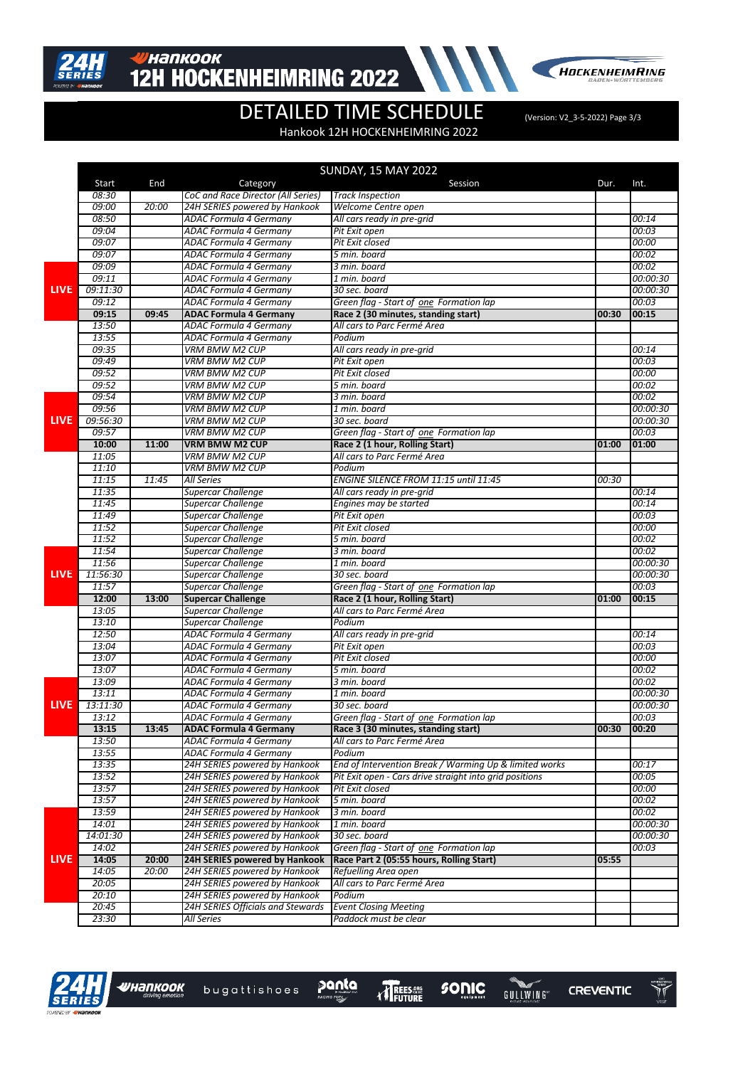# 12H HOCKENHEIMRING 2022

## DETAILED TIME SCHEDULE

(Version: V2_3-5-2022) Page 3/3

Hankook 12H HOCKENHEIMRING 2022

| | SUNDAY, 15 MAY 2022 | | | | | |
|---|---|---|---|---|---|---|
| | Start | End | Category | Session | Dur. | Int. |
| | 08:30 | | CoC and Race Director (All Series) | Track Inspection | | |
| | 09:00 | 20:00 | 24H SERIES powered by Hankook | Welcome Centre open | | |
| | 08:50 | | ADAC Formula 4 Germany | All cars ready in pre-grid | | 00:14 |
| | 09:04 | | ADAC Formula 4 Germany | Pit Exit open | | 00:03 |
| | 09:07 | | ADAC Formula 4 Germany | Pit Exit closed | | 00:00 |
| | 09:07 | | ADAC Formula 4 Germany | 5 min. board | | 00:02 |
| | 09:09 | | ADAC Formula 4 Germany | 3 min. board | | 00:02 |
| | 09:11 | | ADAC Formula 4 Germany | 1 min. board | | 00:00:30 |
| LIVE | 09:11:30 | | ADAC Formula 4 Germany | 30 sec. board | | 00:00:30 |
| | 09:12 | | ADAC Formula 4 Germany | Green flag - Start of one Formation lap | | 00:03 |
| | **09:15** | **09:45** | **ADAC Formula 4 Germany** | **Race 2 (30 minutes, standing start)** | **00:30** | **00:15** |
| | 13:50 | | ADAC Formula 4 Germany | All cars to Parc Fermé Area | | |
| | 13:55 | | ADAC Formula 4 Germany | Podium | | |
| | 09:35 | | VRM BMW M2 CUP | All cars ready in pre-grid | | 00:14 |
| | 09:49 | | VRM BMW M2 CUP | Pit Exit open | | 00:03 |
| | 09:52 | | VRM BMW M2 CUP | Pit Exit closed | | 00:00 |
| | 09:52 | | VRM BMW M2 CUP | 5 min. board | | 00:02 |
| | 09:54 | | VRM BMW M2 CUP | 3 min. board | | 00:02 |
| | 09:56 | | VRM BMW M2 CUP | 1 min. board | | 00:00:30 |
| LIVE | 09:56:30 | | VRM BMW M2 CUP | 30 sec. board | | 00:00:30 |
| | 09:57 | | VRM BMW M2 CUP | Green flag - Start of one Formation lap | | 00:03 |
| | **10:00** | **11:00** | **VRM BMW M2 CUP** | **Race 2 (1 hour, Rolling Start)** | **01:00** | **01:00** |
| | 11:05 | | VRM BMW M2 CUP | All cars to Parc Fermé Area | | |
| | 11:10 | | VRM BMW M2 CUP | Podium | | |
| | 11:15 | 11:45 | All Series | ENGINE SILENCE FROM 11:15 until 11:45 | 00:30 | |
| | 11:35 | | Supercar Challenge | All cars ready in pre-grid | | 00:14 |
| | 11:45 | | Supercar Challenge | Engines may be started | | 00:14 |
| | 11:49 | | Supercar Challenge | Pit Exit open | | 00:03 |
| | 11:52 | | Supercar Challenge | Pit Exit closed | | 00:00 |
| | 11:52 | | Supercar Challenge | 5 min. board | | 00:02 |
| | 11:54 | | Supercar Challenge | 3 min. board | | 00:02 |
| | 11:56 | | Supercar Challenge | 1 min. board | | 00:00:30 |
| LIVE | 11:56:30 | | Supercar Challenge | 30 sec. board | | 00:00:30 |
| | 11:57 | | Supercar Challenge | Green flag - Start of one Formation lap | | 00:03 |
| | **12:00** | **13:00** | **Supercar Challenge** | **Race 2 (1 hour, Rolling Start)** | **01:00** | **00:15** |
| | 13:05 | | Supercar Challenge | All cars to Parc Fermé Area | | |
| | 13:10 | | Supercar Challenge | Podium | | |
| | 12:50 | | ADAC Formula 4 Germany | All cars ready in pre-grid | | 00:14 |
| | 13:04 | | ADAC Formula 4 Germany | Pit Exit open | | 00:03 |
| | 13:07 | | ADAC Formula 4 Germany | Pit Exit closed | | 00:00 |
| | 13:07 | | ADAC Formula 4 Germany | 5 min. board | | 00:02 |
| | 13:09 | | ADAC Formula 4 Germany | 3 min. board | | 00:02 |
| | 13:11 | | ADAC Formula 4 Germany | 1 min. board | | 00:00:30 |
| LIVE | 13:11:30 | | ADAC Formula 4 Germany | 30 sec. board | | 00:00:30 |
| | 13:12 | | ADAC Formula 4 Germany | Green flag - Start of one Formation lap | | 00:03 |
| | **13:15** | **13:45** | **ADAC Formula 4 Germany** | **Race 3 (30 minutes, standing start)** | **00:30** | **00:20** |
| | 13:50 | | ADAC Formula 4 Germany | All cars to Parc Fermé Area | | |
| | 13:55 | | ADAC Formula 4 Germany | Podium | | |
| | 13:35 | | 24H SERIES powered by Hankook | End of Intervention Break / Warming Up & limited works | | 00:17 |
| | 13:52 | | 24H SERIES powered by Hankook | Pit Exit open - Cars drive straight into grid positions | | 00:05 |
| | 13:57 | | 24H SERIES powered by Hankook | Pit Exit closed | | 00:00 |
| | 13:57 | | 24H SERIES powered by Hankook | 5 min. board | | 00:02 |
| | 13:59 | | 24H SERIES powered by Hankook | 3 min. board | | 00:02 |
| | 14:01 | | 24H SERIES powered by Hankook | 1 min. board | | 00:00:30 |
| | 14:01:30 | | 24H SERIES powered by Hankook | 30 sec. board | | 00:00:30 |
| | 14:02 | | 24H SERIES powered by Hankook | Green flag - Start of one Formation lap | | 00:03 |
| LIVE | **14:05** | **20:00** | **24H SERIES powered by Hankook** | **Race Part 2 (05:55 hours, Rolling Start)** | **05:55** | |
| | 14:05 | 20:00 | 24H SERIES powered by Hankook | Refuelling Area open | | |
| | 20:05 | | 24H SERIES powered by Hankook | All cars to Parc Fermé Area | | |
| | 20:10 | | 24H SERIES powered by Hankook | Podium | | |
| | 20:45 | | 24H SERIES Officials and Stewards | Event Closing Meeting | | |
| | 23:30 | | All Series | Paddock must be clear | | |